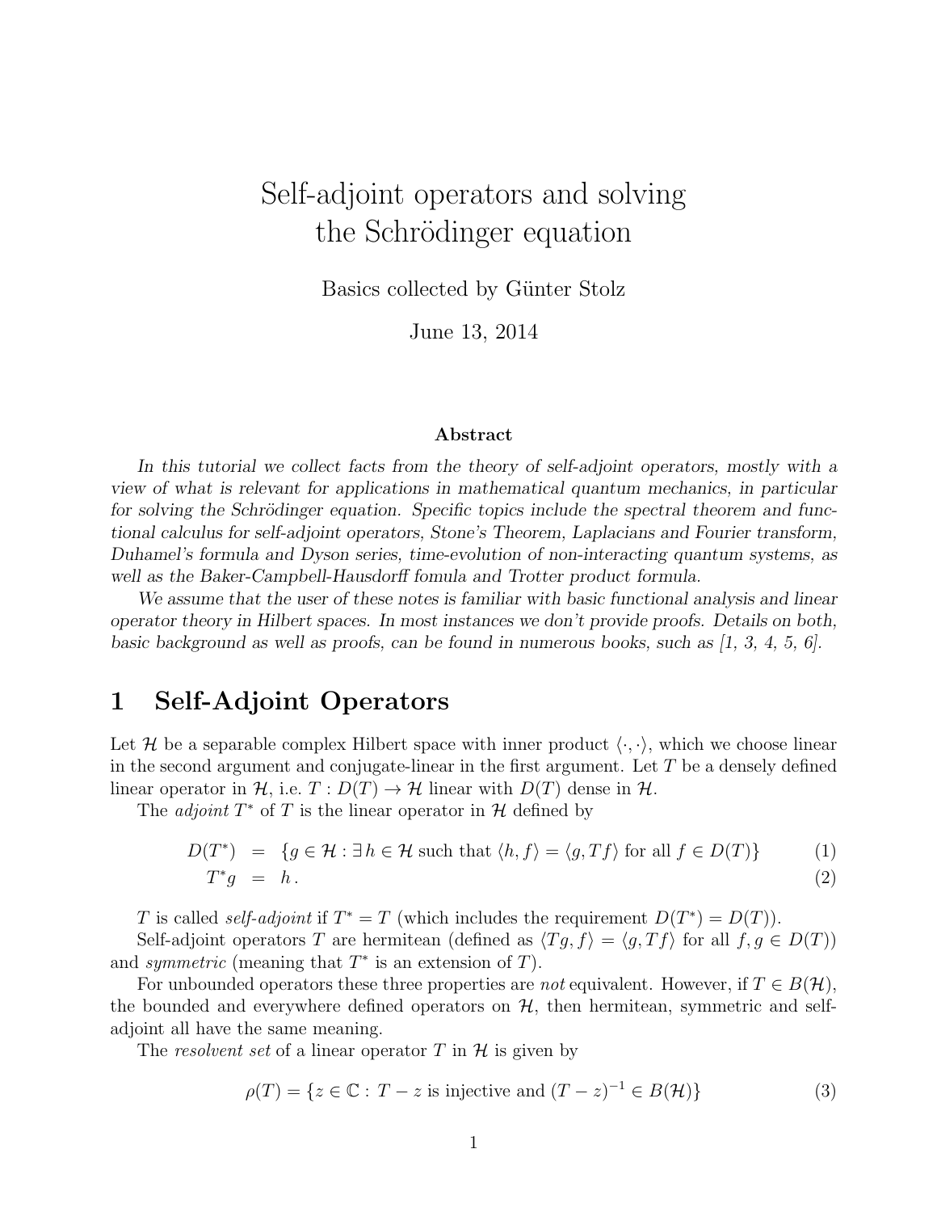# Self-adjoint operators and solving the Schrödinger equation

Basics collected by Günter Stolz

June 13, 2014

**Abstract**

*In this tutorial we collect facts from the theory of self-adjoint operators, mostly with a view of what is relevant for applications in mathematical quantum mechanics, in particular for solving the Schrödinger equation. Specific topics include the spectral theorem and functional calculus for self-adjoint operators, Stone's Theorem, Laplacians and Fourier transform, Duhamel's formula and Dyson series, time-evolution of non-interacting quantum systems, as well as the Baker-Campbell-Hausdorff fomula and Trotter product formula.*

*We assume that the user of these notes is familiar with basic functional analysis and linear operator theory in Hilbert spaces. In most instances we don't provide proofs. Details on both, basic background as well as proofs, can be found in numerous books, such as [1, 3, 4, 5, 6].*

## 1 Self-Adjoint Operators

Let $\mathcal{H}$ be a separable complex Hilbert space with inner product $\langle \cdot, \cdot \rangle$, which we choose linear in the second argument and conjugate-linear in the first argument. Let $T$ be a densely defined linear operator in $\mathcal{H}$, i.e. $T : D(T) \to \mathcal{H}$ linear with $D(T)$ dense in $\mathcal{H}$.

The *adjoint* $T^*$ of $T$ is the linear operator in $\mathcal{H}$ defined by

$$D(T^*) = \{g \in \mathcal{H} : \exists\, h \in \mathcal{H} \text{ such that } \langle h, f \rangle = \langle g, Tf \rangle \text{ for all } f \in D(T)\} \tag{1}$$

$$T^* g = h\,. \tag{2}$$

$T$ is called *self-adjoint* if $T^* = T$ (which includes the requirement $D(T^*) = D(T)$).

Self-adjoint operators $T$ are hermitean (defined as $\langle Tg, f \rangle = \langle g, Tf \rangle$ for all $f, g \in D(T)$) and *symmetric* (meaning that $T^*$ is an extension of $T$).

For unbounded operators these three properties are *not* equivalent. However, if $T \in B(\mathcal{H})$, the bounded and everywhere defined operators on $\mathcal{H}$, then hermitean, symmetric and self-adjoint all have the same meaning.

The *resolvent set* of a linear operator $T$ in $\mathcal{H}$ is given by

$$\rho(T) = \{z \in \mathbb{C} : T - z \text{ is injective and } (T - z)^{-1} \in B(\mathcal{H})\} \tag{3}$$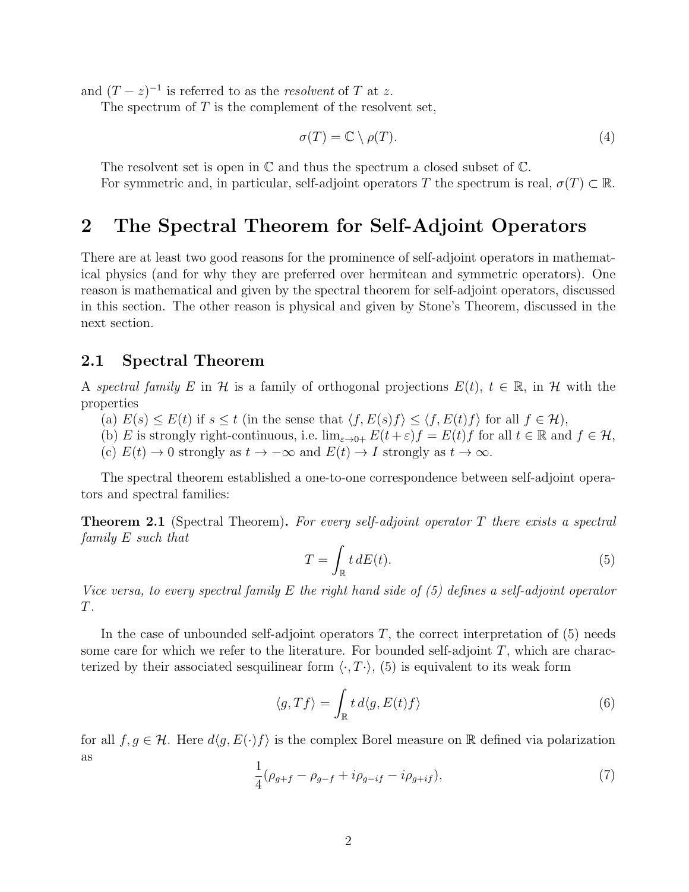and $(T-z)^{-1}$ is referred to as the *resolvent* of $T$ at $z$.

The spectrum of $T$ is the complement of the resolvent set,

$$\sigma(T) = \mathbb{C} \setminus \rho(T). \tag{4}$$

The resolvent set is open in $\mathbb{C}$ and thus the spectrum a closed subset of $\mathbb{C}$.

For symmetric and, in particular, self-adjoint operators $T$ the spectrum is real, $\sigma(T) \subset \mathbb{R}$.

# 2 The Spectral Theorem for Self-Adjoint Operators

There are at least two good reasons for the prominence of self-adjoint operators in mathematical physics (and for why they are preferred over hermitean and symmetric operators). One reason is mathematical and given by the spectral theorem for self-adjoint operators, discussed in this section. The other reason is physical and given by Stone's Theorem, discussed in the next section.

## 2.1 Spectral Theorem

A *spectral family* $E$ in $\mathcal{H}$ is a family of orthogonal projections $E(t)$, $t \in \mathbb{R}$, in $\mathcal{H}$ with the properties

(a) $E(s) \leq E(t)$ if $s \leq t$ (in the sense that $\langle f, E(s)f \rangle \leq \langle f, E(t)f \rangle$ for all $f \in \mathcal{H}$),

(b) $E$ is strongly right-continuous, i.e. $\lim_{\varepsilon \to 0+} E(t+\varepsilon)f = E(t)f$ for all $t \in \mathbb{R}$ and $f \in \mathcal{H}$,

(c) $E(t) \to 0$ strongly as $t \to -\infty$ and $E(t) \to I$ strongly as $t \to \infty$.

The spectral theorem established a one-to-one correspondence between self-adjoint operators and spectral families:

**Theorem 2.1** (Spectral Theorem)**.** *For every self-adjoint operator $T$ there exists a spectral family $E$ such that*

$$T = \int_{\mathbb{R}} t \, dE(t). \tag{5}$$

*Vice versa, to every spectral family $E$ the right hand side of (5) defines a self-adjoint operator $T$.*

In the case of unbounded self-adjoint operators $T$, the correct interpretation of (5) needs some care for which we refer to the literature. For bounded self-adjoint $T$, which are characterized by their associated sesquilinear form $\langle \cdot, T \cdot \rangle$, (5) is equivalent to its weak form

$$\langle g, Tf \rangle = \int_{\mathbb{R}} t \, d\langle g, E(t)f \rangle \tag{6}$$

for all $f, g \in \mathcal{H}$. Here $d\langle g, E(\cdot)f \rangle$ is the complex Borel measure on $\mathbb{R}$ defined via polarization as

$$\frac{1}{4}(\rho_{g+f} - \rho_{g-f} + i\rho_{g-if} - i\rho_{g+if}), \tag{7}$$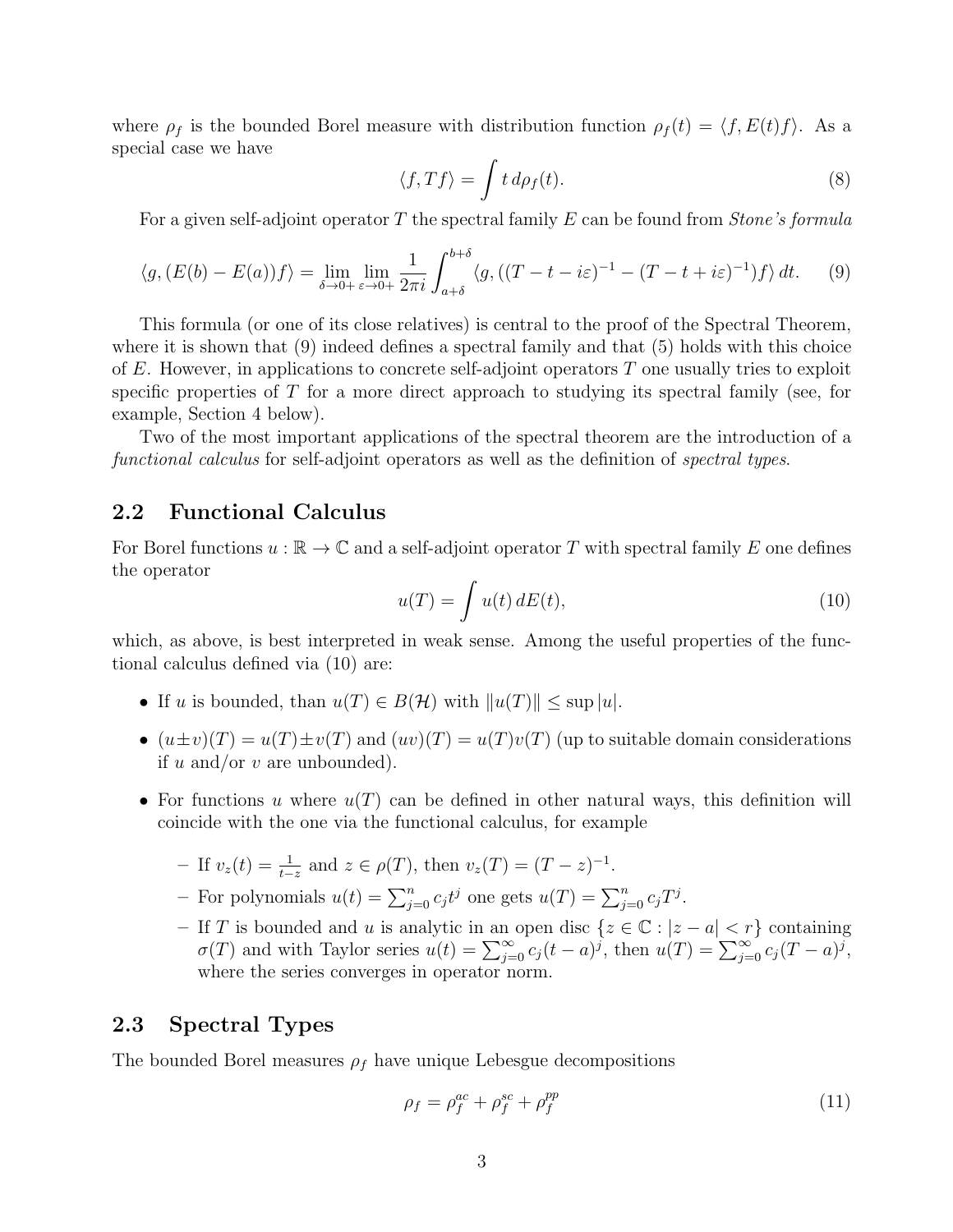where $\rho_f$ is the bounded Borel measure with distribution function $\rho_f(t) = \langle f, E(t)f\rangle$. As a special case we have

$$\langle f, Tf\rangle = \int t\, d\rho_f(t). \tag{8}$$

For a given self-adjoint operator $T$ the spectral family $E$ can be found from *Stone's formula*

$$\langle g, (E(b) - E(a))f\rangle = \lim_{\delta\to 0+}\lim_{\varepsilon\to 0+} \frac{1}{2\pi i}\int_{a+\delta}^{b+\delta} \langle g, ((T-t-i\varepsilon)^{-1} - (T-t+i\varepsilon)^{-1})f\rangle\, dt. \tag{9}$$

This formula (or one of its close relatives) is central to the proof of the Spectral Theorem, where it is shown that (9) indeed defines a spectral family and that (5) holds with this choice of $E$. However, in applications to concrete self-adjoint operators $T$ one usually tries to exploit specific properties of $T$ for a more direct approach to studying its spectral family (see, for example, Section 4 below).

Two of the most important applications of the spectral theorem are the introduction of a *functional calculus* for self-adjoint operators as well as the definition of *spectral types*.

## 2.2 Functional Calculus

For Borel functions $u : \mathbb{R} \to \mathbb{C}$ and a self-adjoint operator $T$ with spectral family $E$ one defines the operator

$$u(T) = \int u(t)\, dE(t), \tag{10}$$

which, as above, is best interpreted in weak sense. Among the useful properties of the functional calculus defined via (10) are:

- If $u$ is bounded, than $u(T) \in B(\mathcal{H})$ with $\|u(T)\| \le \sup |u|$.
- $(u \pm v)(T) = u(T) \pm v(T)$ and $(uv)(T) = u(T)v(T)$ (up to suitable domain considerations if $u$ and/or $v$ are unbounded).
- For functions $u$ where $u(T)$ can be defined in other natural ways, this definition will coincide with the one via the functional calculus, for example
  - If $v_z(t) = \frac{1}{t-z}$ and $z \in \rho(T)$, then $v_z(T) = (T-z)^{-1}$.
  - For polynomials $u(t) = \sum_{j=0}^{n} c_j t^j$ one gets $u(T) = \sum_{j=0}^{n} c_j T^j$.
  - If $T$ is bounded and $u$ is analytic in an open disc $\{z \in \mathbb{C} : |z-a| < r\}$ containing $\sigma(T)$ and with Taylor series $u(t) = \sum_{j=0}^{\infty} c_j (t-a)^j$, then $u(T) = \sum_{j=0}^{\infty} c_j (T-a)^j$, where the series converges in operator norm.

## 2.3 Spectral Types

The bounded Borel measures $\rho_f$ have unique Lebesgue decompositions

$$\rho_f = \rho_f^{ac} + \rho_f^{sc} + \rho_f^{pp} \tag{11}$$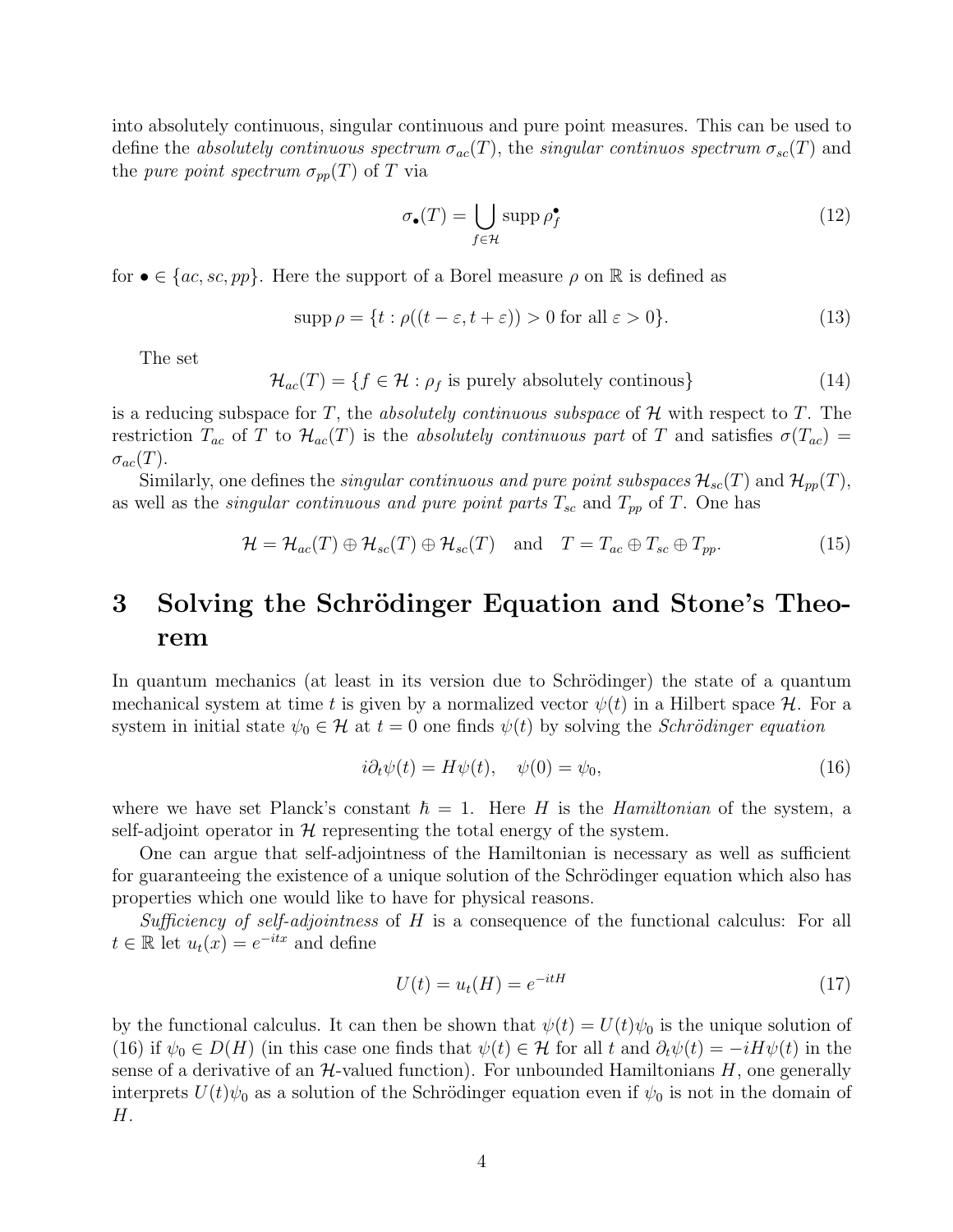into absolutely continuous, singular continuous and pure point measures. This can be used to define the *absolutely continuous spectrum* $\sigma_{ac}(T)$, the *singular continuos spectrum* $\sigma_{sc}(T)$ and the *pure point spectrum* $\sigma_{pp}(T)$ of $T$ via

$$\sigma_\bullet(T) = \bigcup_{f\in\mathcal{H}} \operatorname{supp} \rho_f^\bullet \tag{12}$$

for $\bullet \in \{ac, sc, pp\}$. Here the support of a Borel measure $\rho$ on $\mathbb{R}$ is defined as

$$\operatorname{supp} \rho = \{t : \rho((t-\varepsilon, t+\varepsilon)) > 0 \text{ for all } \varepsilon > 0\}. \tag{13}$$

The set

$$\mathcal{H}_{ac}(T) = \{f \in \mathcal{H} : \rho_f \text{ is purely absolutely continous}\} \tag{14}$$

is a reducing subspace for $T$, the *absolutely continuous subspace* of $\mathcal{H}$ with respect to $T$. The restriction $T_{ac}$ of $T$ to $\mathcal{H}_{ac}(T)$ is the *absolutely continuous part* of $T$ and satisfies $\sigma(T_{ac}) = \sigma_{ac}(T)$.

Similarly, one defines the *singular continuous and pure point subspaces* $\mathcal{H}_{sc}(T)$ and $\mathcal{H}_{pp}(T)$, as well as the *singular continuous and pure point parts* $T_{sc}$ and $T_{pp}$ of $T$. One has

$$\mathcal{H} = \mathcal{H}_{ac}(T) \oplus \mathcal{H}_{sc}(T) \oplus \mathcal{H}_{sc}(T) \quad \text{and} \quad T = T_{ac} \oplus T_{sc} \oplus T_{pp}. \tag{15}$$

# 3 Solving the Schrödinger Equation and Stone's Theorem

In quantum mechanics (at least in its version due to Schrödinger) the state of a quantum mechanical system at time $t$ is given by a normalized vector $\psi(t)$ in a Hilbert space $\mathcal{H}$. For a system in initial state $\psi_0 \in \mathcal{H}$ at $t = 0$ one finds $\psi(t)$ by solving the *Schrödinger equation*

$$i\partial_t \psi(t) = H\psi(t), \quad \psi(0) = \psi_0, \tag{16}$$

where we have set Planck's constant $\hbar = 1$. Here $H$ is the *Hamiltonian* of the system, a self-adjoint operator in $\mathcal{H}$ representing the total energy of the system.

One can argue that self-adjointness of the Hamiltonian is necessary as well as sufficient for guaranteeing the existence of a unique solution of the Schrödinger equation which also has properties which one would like to have for physical reasons.

*Sufficiency of self-adjointness* of $H$ is a consequence of the functional calculus: For all $t \in \mathbb{R}$ let $u_t(x) = e^{-itx}$ and define

$$U(t) = u_t(H) = e^{-itH} \tag{17}$$

by the functional calculus. It can then be shown that $\psi(t) = U(t)\psi_0$ is the unique solution of (16) if $\psi_0 \in D(H)$ (in this case one finds that $\psi(t) \in \mathcal{H}$ for all $t$ and $\partial_t\psi(t) = -iH\psi(t)$ in the sense of a derivative of an $\mathcal{H}$-valued function). For unbounded Hamiltonians $H$, one generally interprets $U(t)\psi_0$ as a solution of the Schrödinger equation even if $\psi_0$ is not in the domain of $H$.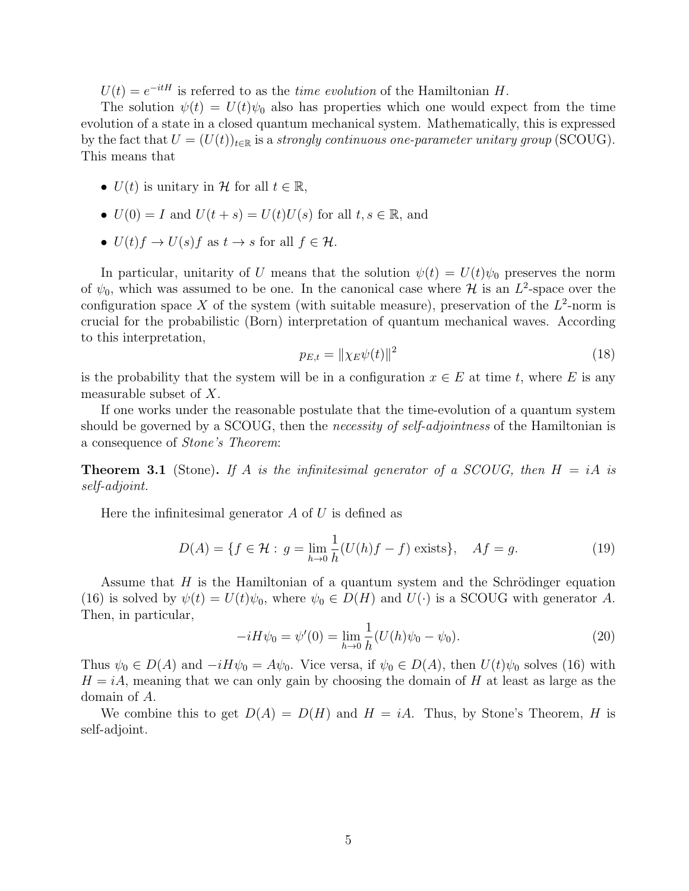$U(t) = e^{-itH}$ is referred to as the *time evolution* of the Hamiltonian $H$.

The solution $\psi(t) = U(t)\psi_0$ also has properties which one would expect from the time evolution of a state in a closed quantum mechanical system. Mathematically, this is expressed by the fact that $U = (U(t))_{t\in\mathbb{R}}$ is a *strongly continuous one-parameter unitary group* (SCOUG). This means that

- $U(t)$ is unitary in $\mathcal{H}$ for all $t \in \mathbb{R}$,
- $U(0) = I$ and $U(t+s) = U(t)U(s)$ for all $t, s \in \mathbb{R}$, and
- $U(t)f \to U(s)f$ as $t \to s$ for all $f \in \mathcal{H}$.

In particular, unitarity of $U$ means that the solution $\psi(t) = U(t)\psi_0$ preserves the norm of $\psi_0$, which was assumed to be one. In the canonical case where $\mathcal{H}$ is an $L^2$-space over the configuration space $X$ of the system (with suitable measure), preservation of the $L^2$-norm is crucial for the probabilistic (Born) interpretation of quantum mechanical waves. According to this interpretation,

$$p_{E,t} = \|\chi_E \psi(t)\|^2 \tag{18}$$

is the probability that the system will be in a configuration $x \in E$ at time $t$, where $E$ is any measurable subset of $X$.

If one works under the reasonable postulate that the time-evolution of a quantum system should be governed by a SCOUG, then the *necessity of self-adjointness* of the Hamiltonian is a consequence of *Stone's Theorem*:

**Theorem 3.1** (Stone)**.** *If $A$ is the infinitesimal generator of a SCOUG, then $H = iA$ is self-adjoint.*

Here the infinitesimal generator $A$ of $U$ is defined as

$$D(A) = \{f \in \mathcal{H} : \, g = \lim_{h\to 0} \frac{1}{h}(U(h)f - f) \text{ exists}\}, \quad Af = g. \tag{19}$$

Assume that $H$ is the Hamiltonian of a quantum system and the Schrödinger equation (16) is solved by $\psi(t) = U(t)\psi_0$, where $\psi_0 \in D(H)$ and $U(\cdot)$ is a SCOUG with generator $A$. Then, in particular,

$$-iH\psi_0 = \psi'(0) = \lim_{h\to 0} \frac{1}{h}(U(h)\psi_0 - \psi_0). \tag{20}$$

Thus $\psi_0 \in D(A)$ and $-iH\psi_0 = A\psi_0$. Vice versa, if $\psi_0 \in D(A)$, then $U(t)\psi_0$ solves (16) with $H = iA$, meaning that we can only gain by choosing the domain of $H$ at least as large as the domain of $A$.

We combine this to get $D(A) = D(H)$ and $H = iA$. Thus, by Stone's Theorem, $H$ is self-adjoint.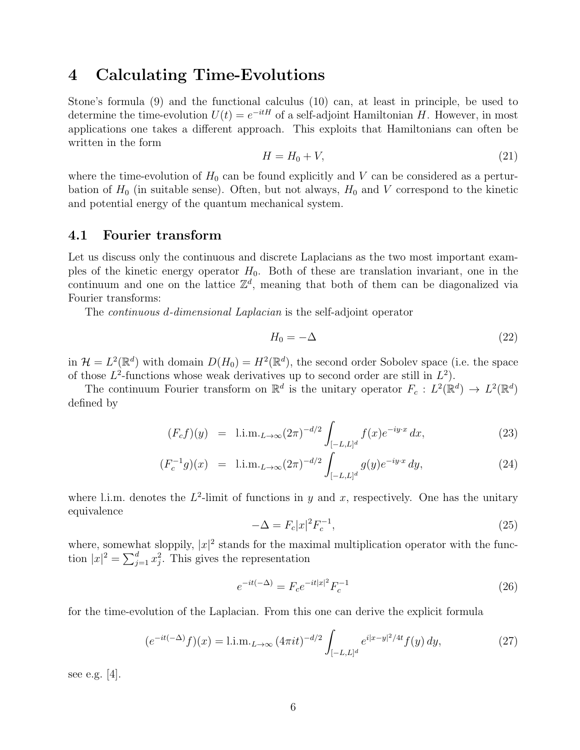# 4 Calculating Time-Evolutions

Stone's formula (9) and the functional calculus (10) can, at least in principle, be used to determine the time-evolution $U(t) = e^{-itH}$ of a self-adjoint Hamiltonian $H$. However, in most applications one takes a different approach. This exploits that Hamiltonians can often be written in the form

$$H = H_0 + V, \tag{21}$$

where the time-evolution of $H_0$ can be found explicitly and $V$ can be considered as a perturbation of $H_0$ (in suitable sense). Often, but not always, $H_0$ and $V$ correspond to the kinetic and potential energy of the quantum mechanical system.

## 4.1 Fourier transform

Let us discuss only the continuous and discrete Laplacians as the two most important examples of the kinetic energy operator $H_0$. Both of these are translation invariant, one in the continuum and one on the lattice $\mathbb{Z}^d$, meaning that both of them can be diagonalized via Fourier transforms:

The *continuous d-dimensional Laplacian* is the self-adjoint operator

$$H_0 = -\Delta \tag{22}$$

in $\mathcal{H} = L^2(\mathbb{R}^d)$ with domain $D(H_0) = H^2(\mathbb{R}^d)$, the second order Sobolev space (i.e. the space of those $L^2$-functions whose weak derivatives up to second order are still in $L^2$).

The continuum Fourier transform on $\mathbb{R}^d$ is the unitary operator $F_c : L^2(\mathbb{R}^d) \to L^2(\mathbb{R}^d)$ defined by

$$(F_c f)(y) = \text{l.i.m.}_{L\to\infty} (2\pi)^{-d/2} \int_{[-L,L]^d} f(x) e^{-iy\cdot x}\, dx, \tag{23}$$

$$(F_c^{-1} g)(x) = \text{l.i.m.}_{L\to\infty} (2\pi)^{-d/2} \int_{[-L,L]^d} g(y) e^{-iy\cdot x}\, dy, \tag{24}$$

where l.i.m. denotes the $L^2$-limit of functions in $y$ and $x$, respectively. One has the unitary equivalence

$$-\Delta = F_c |x|^2 F_c^{-1}, \tag{25}$$

where, somewhat sloppily, $|x|^2$ stands for the maximal multiplication operator with the function $|x|^2 = \sum_{j=1}^d x_j^2$. This gives the representation

$$e^{-it(-\Delta)} = F_c e^{-it|x|^2} F_c^{-1} \tag{26}$$

for the time-evolution of the Laplacian. From this one can derive the explicit formula

$$(e^{-it(-\Delta)} f)(x) = \text{l.i.m.}_{L\to\infty} (4\pi i t)^{-d/2} \int_{[-L,L]^d} e^{i|x-y|^2/4t} f(y)\, dy, \tag{27}$$

see e.g. [4].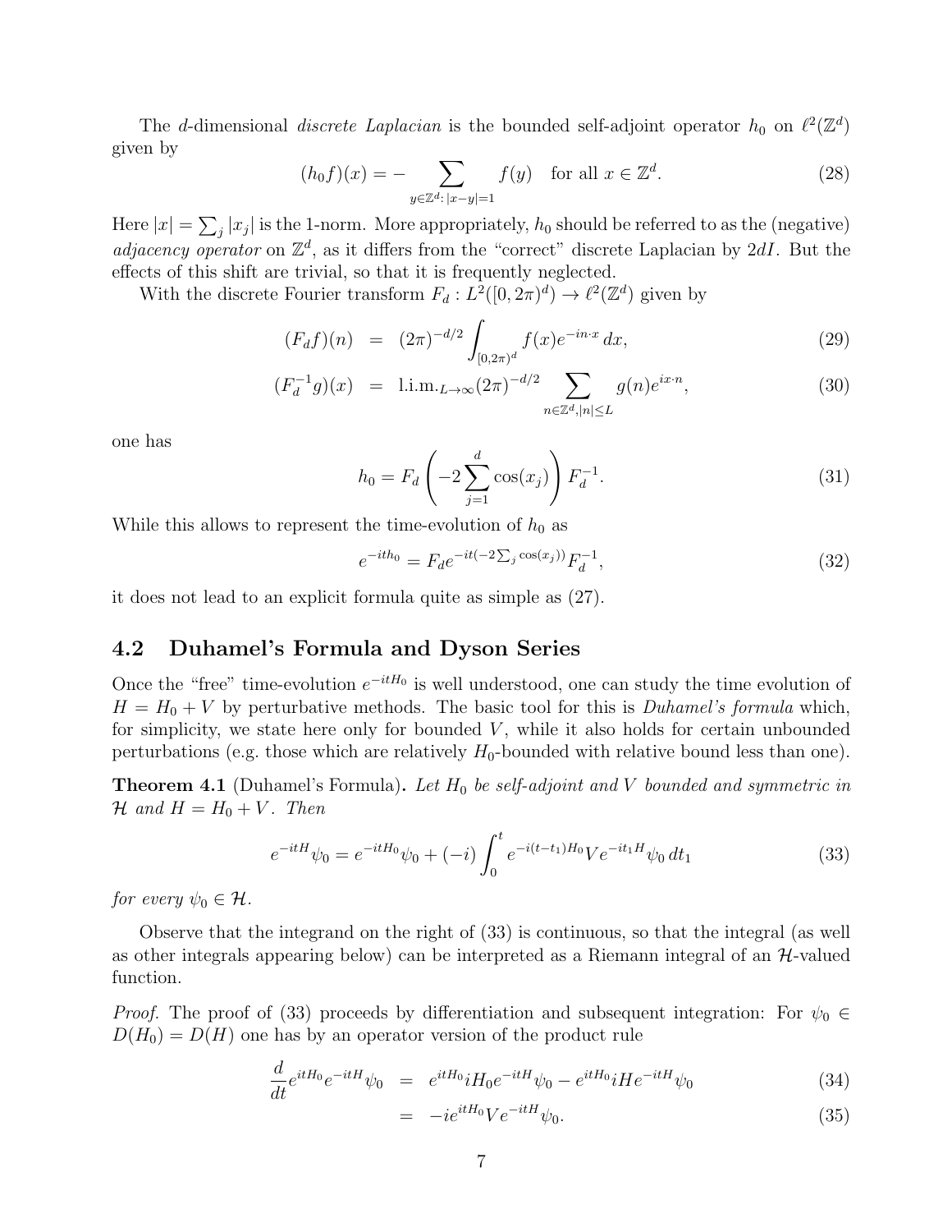The $d$-dimensional *discrete Laplacian* is the bounded self-adjoint operator $h_0$ on $\ell^2(\mathbb{Z}^d)$ given by

$$(h_0 f)(x) = -\sum_{y \in \mathbb{Z}^d : |x-y|=1} f(y) \quad \text{for all } x \in \mathbb{Z}^d. \tag{28}$$

Here $|x| = \sum_j |x_j|$ is the 1-norm. More appropriately, $h_0$ should be referred to as the (negative) *adjacency operator* on $\mathbb{Z}^d$, as it differs from the "correct" discrete Laplacian by $2dI$. But the effects of this shift are trivial, so that it is frequently neglected.

With the discrete Fourier transform $F_d : L^2([0, 2\pi)^d) \to \ell^2(\mathbb{Z}^d)$ given by

$$(F_d f)(n) = (2\pi)^{-d/2} \int_{[0,2\pi)^d} f(x) e^{-in\cdot x}\, dx, \tag{29}$$

$$(F_d^{-1} g)(x) = \text{l.i.m.}_{L\to\infty} (2\pi)^{-d/2} \sum_{n \in \mathbb{Z}^d, |n| \le L} g(n) e^{ix\cdot n}, \tag{30}$$

one has

$$h_0 = F_d \left( -2 \sum_{j=1}^{d} \cos(x_j) \right) F_d^{-1}. \tag{31}$$

While this allows to represent the time-evolution of $h_0$ as

$$e^{-ith_0} = F_d e^{-it(-2\sum_j \cos(x_j))} F_d^{-1}, \tag{32}$$

it does not lead to an explicit formula quite as simple as (27).

## 4.2 Duhamel's Formula and Dyson Series

Once the "free" time-evolution $e^{-itH_0}$ is well understood, one can study the time evolution of $H = H_0 + V$ by perturbative methods. The basic tool for this is *Duhamel's formula* which, for simplicity, we state here only for bounded $V$, while it also holds for certain unbounded perturbations (e.g. those which are relatively $H_0$-bounded with relative bound less than one).

**Theorem 4.1** (Duhamel's Formula)**.** *Let $H_0$ be self-adjoint and $V$ bounded and symmetric in $\mathcal{H}$ and $H = H_0 + V$. Then*

$$e^{-itH}\psi_0 = e^{-itH_0}\psi_0 + (-i)\int_0^t e^{-i(t-t_1)H_0} V e^{-it_1 H}\psi_0\, dt_1 \tag{33}$$

*for every $\psi_0 \in \mathcal{H}$.*

Observe that the integrand on the right of (33) is continuous, so that the integral (as well as other integrals appearing below) can be interpreted as a Riemann integral of an $\mathcal{H}$-valued function.

*Proof.* The proof of (33) proceeds by differentiation and subsequent integration: For $\psi_0 \in D(H_0) = D(H)$ one has by an operator version of the product rule

$$\frac{d}{dt} e^{itH_0} e^{-itH}\psi_0 = e^{itH_0} iH_0 e^{-itH}\psi_0 - e^{itH_0} iH e^{-itH}\psi_0 \tag{34}$$

$$= -ie^{itH_0} V e^{-itH}\psi_0. \tag{35}$$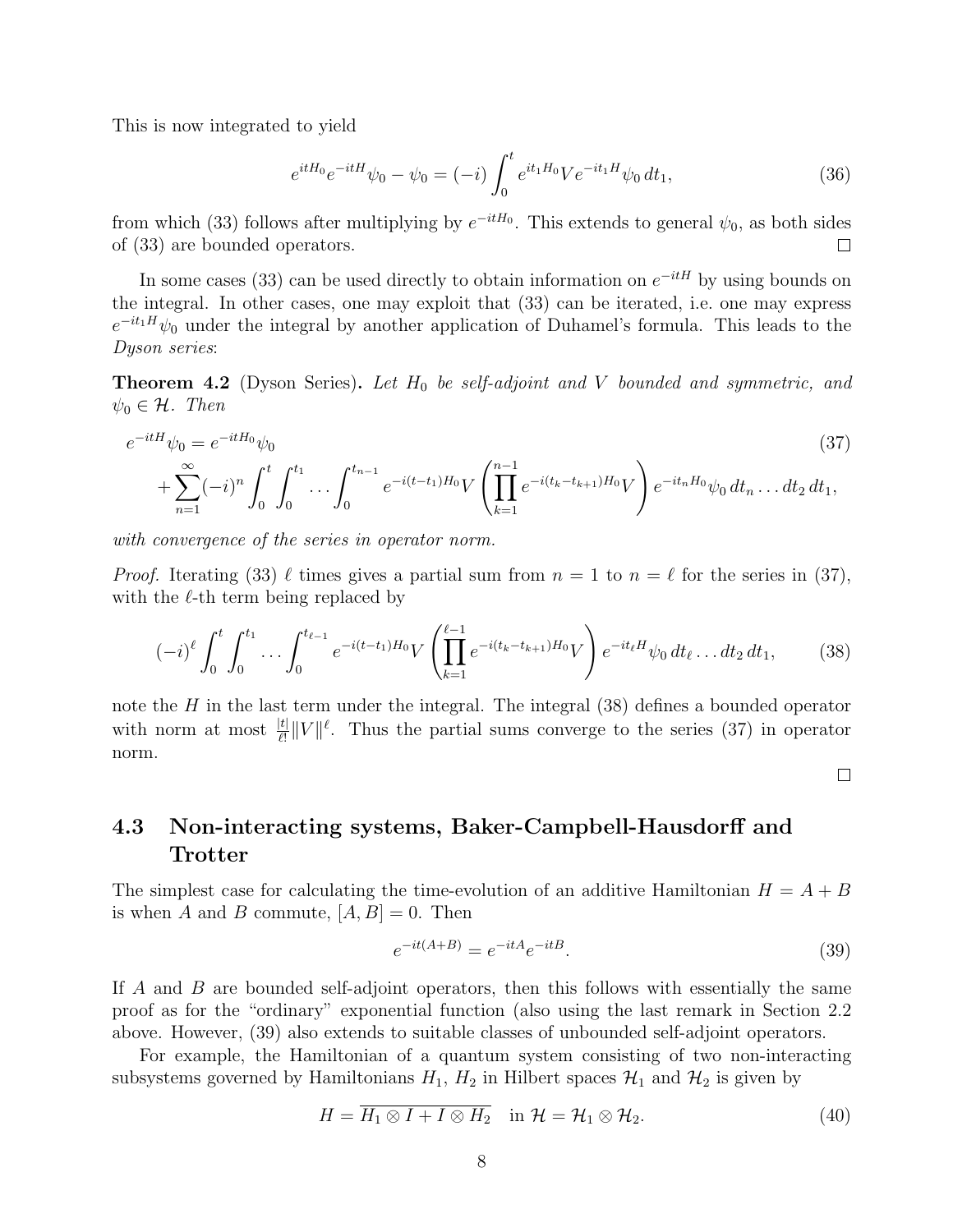This is now integrated to yield

$$e^{itH_0}e^{-itH}\psi_0 - \psi_0 = (-i)\int_0^t e^{it_1H_0}Ve^{-it_1H}\psi_0\,dt_1, \tag{36}$$

from which (33) follows after multiplying by $e^{-itH_0}$. This extends to general $\psi_0$, as both sides of (33) are bounded operators. □

In some cases (33) can be used directly to obtain information on $e^{-itH}$ by using bounds on the integral. In other cases, one may exploit that (33) can be iterated, i.e. one may express $e^{-it_1H}\psi_0$ under the integral by another application of Duhamel's formula. This leads to the *Dyson series*:

**Theorem 4.2** (Dyson Series)**.** *Let $H_0$ be self-adjoint and $V$ bounded and symmetric, and $\psi_0 \in \mathcal{H}$. Then*

$$\begin{aligned}
e^{-itH}\psi_0 &= e^{-itH_0}\psi_0 \\
&+ \sum_{n=1}^{\infty}(-i)^n\int_0^t\int_0^{t_1}\cdots\int_0^{t_{n-1}} e^{-i(t-t_1)H_0}V\left(\prod_{k=1}^{n-1}e^{-i(t_k-t_{k+1})H_0}V\right)e^{-it_nH_0}\psi_0\,dt_n\ldots dt_2\,dt_1,
\end{aligned} \tag{37}$$

*with convergence of the series in operator norm.*

*Proof.* Iterating (33) $\ell$ times gives a partial sum from $n=1$ to $n=\ell$ for the series in (37), with the $\ell$-th term being replaced by

$$(-i)^\ell\int_0^t\int_0^{t_1}\cdots\int_0^{t_{\ell-1}} e^{-i(t-t_1)H_0}V\left(\prod_{k=1}^{\ell-1}e^{-i(t_k-t_{k+1})H_0}V\right)e^{-it_\ell H}\psi_0\,dt_\ell\ldots dt_2\,dt_1, \tag{38}$$

note the $H$ in the last term under the integral. The integral (38) defines a bounded operator with norm at most $\frac{|t|}{\ell!}\|V\|^\ell$. Thus the partial sums converge to the series (37) in operator norm. □

## 4.3 Non-interacting systems, Baker-Campbell-Hausdorff and Trotter

The simplest case for calculating the time-evolution of an additive Hamiltonian $H = A + B$ is when $A$ and $B$ commute, $[A, B] = 0$. Then

$$e^{-it(A+B)} = e^{-itA}e^{-itB}. \tag{39}$$

If $A$ and $B$ are bounded self-adjoint operators, then this follows with essentially the same proof as for the "ordinary" exponential function (also using the last remark in Section 2.2 above. However, (39) also extends to suitable classes of unbounded self-adjoint operators.

For example, the Hamiltonian of a quantum system consisting of two non-interacting subsystems governed by Hamiltonians $H_1$, $H_2$ in Hilbert spaces $\mathcal{H}_1$ and $\mathcal{H}_2$ is given by

$$H = \overline{H_1 \otimes I + I \otimes H_2} \quad \text{in } \mathcal{H} = \mathcal{H}_1 \otimes \mathcal{H}_2. \tag{40}$$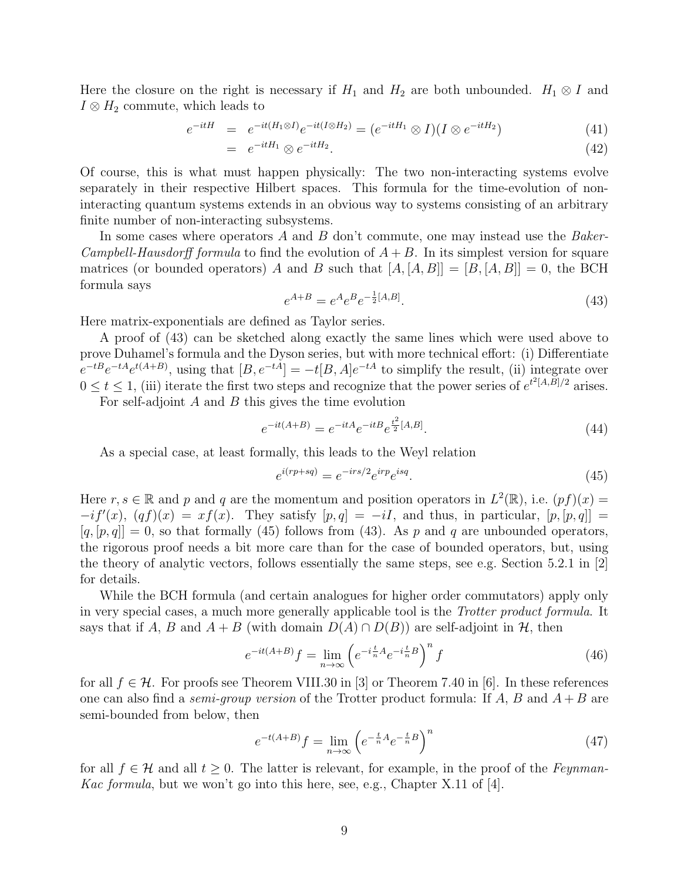Here the closure on the right is necessary if $H_1$ and $H_2$ are both unbounded. $H_1 \otimes I$ and $I \otimes H_2$ commute, which leads to

$$
\begin{aligned}
e^{-itH} &= e^{-it(H_1 \otimes I)} e^{-it(I \otimes H_2)} = (e^{-itH_1} \otimes I)(I \otimes e^{-itH_2}) \qquad (41)\\
&= e^{-itH_1} \otimes e^{-itH_2}. \qquad (42)
\end{aligned}
$$

Of course, this is what must happen physically: The two non-interacting systems evolve separately in their respective Hilbert spaces. This formula for the time-evolution of non-interacting quantum systems extends in an obvious way to systems consisting of an arbitrary finite number of non-interacting subsystems.

In some cases where operators $A$ and $B$ don't commute, one may instead use the *Baker-Campbell-Hausdorff formula* to find the evolution of $A+B$. In its simplest version for square matrices (or bounded operators) $A$ and $B$ such that $[A,[A,B]] = [B,[A,B]] = 0$, the BCH formula says

$$
e^{A+B} = e^A e^B e^{-\frac{1}{2}[A,B]}. \qquad (43)
$$

Here matrix-exponentials are defined as Taylor series.

A proof of (43) can be sketched along exactly the same lines which were used above to prove Duhamel's formula and the Dyson series, but with more technical effort: (i) Differentiate $e^{-tB}e^{-tA}e^{t(A+B)}$, using that $[B, e^{-tA}] = -t[B,A]e^{-tA}$ to simplify the result, (ii) integrate over $0 \le t \le 1$, (iii) iterate the first two steps and recognize that the power series of $e^{t^2[A,B]/2}$ arises.

For self-adjoint $A$ and $B$ this gives the time evolution

$$
e^{-it(A+B)} = e^{-itA} e^{-itB} e^{\frac{t^2}{2}[A,B]}. \qquad (44)
$$

As a special case, at least formally, this leads to the Weyl relation

$$
e^{i(rp+sq)} = e^{-irs/2} e^{irp} e^{isq}. \qquad (45)
$$

Here $r, s \in \mathbb{R}$ and $p$ and $q$ are the momentum and position operators in $L^2(\mathbb{R})$, i.e. $(pf)(x) = -if'(x)$, $(qf)(x) = xf(x)$. They satisfy $[p,q] = -iI$, and thus, in particular, $[p,[p,q]] = [q,[p,q]] = 0$, so that formally (45) follows from (43). As $p$ and $q$ are unbounded operators, the rigorous proof needs a bit more care than for the case of bounded operators, but, using the theory of analytic vectors, follows essentially the same steps, see e.g. Section 5.2.1 in [2] for details.

While the BCH formula (and certain analogues for higher order commutators) apply only in very special cases, a much more generally applicable tool is the *Trotter product formula*. It says that if $A$, $B$ and $A+B$ (with domain $D(A) \cap D(B)$) are self-adjoint in $\mathcal{H}$, then

$$
e^{-it(A+B)} f = \lim_{n \to \infty} \left( e^{-i\frac{t}{n}A} e^{-i\frac{t}{n}B} \right)^n f \qquad (46)
$$

for all $f \in \mathcal{H}$. For proofs see Theorem VIII.30 in [3] or Theorem 7.40 in [6]. In these references one can also find a *semi-group version* of the Trotter product formula: If $A$, $B$ and $A+B$ are semi-bounded from below, then

$$
e^{-t(A+B)} f = \lim_{n \to \infty} \left( e^{-\frac{t}{n}A} e^{-\frac{t}{n}B} \right)^n \qquad (47)
$$

for all $f \in \mathcal{H}$ and all $t \ge 0$. The latter is relevant, for example, in the proof of the *Feynman-Kac formula*, but we won't go into this here, see, e.g., Chapter X.11 of [4].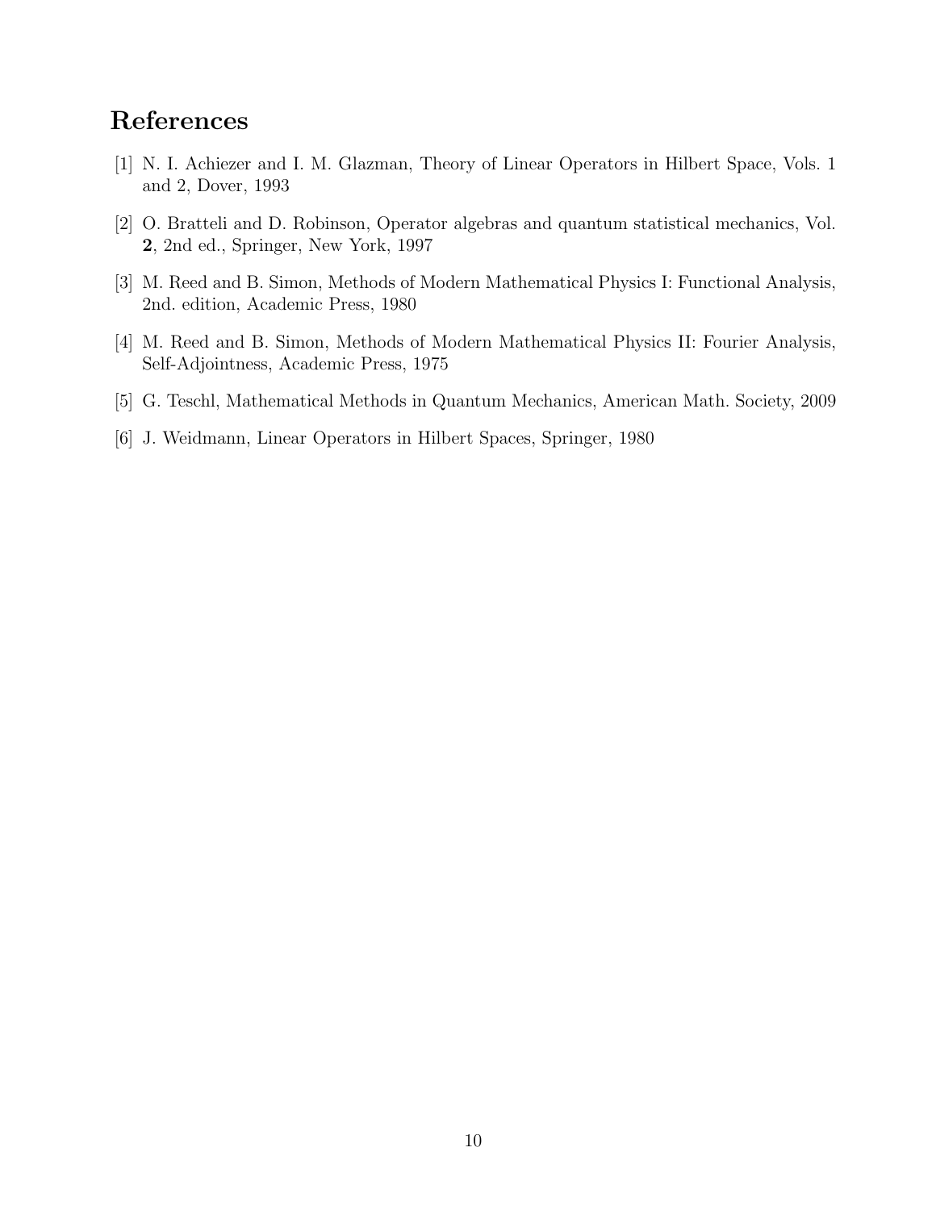# References

[1] N. I. Achiezer and I. M. Glazman, Theory of Linear Operators in Hilbert Space, Vols. 1 and 2, Dover, 1993

[2] O. Bratteli and D. Robinson, Operator algebras and quantum statistical mechanics, Vol. **2**, 2nd ed., Springer, New York, 1997

[3] M. Reed and B. Simon, Methods of Modern Mathematical Physics I: Functional Analysis, 2nd. edition, Academic Press, 1980

[4] M. Reed and B. Simon, Methods of Modern Mathematical Physics II: Fourier Analysis, Self-Adjointness, Academic Press, 1975

[5] G. Teschl, Mathematical Methods in Quantum Mechanics, American Math. Society, 2009

[6] J. Weidmann, Linear Operators in Hilbert Spaces, Springer, 1980